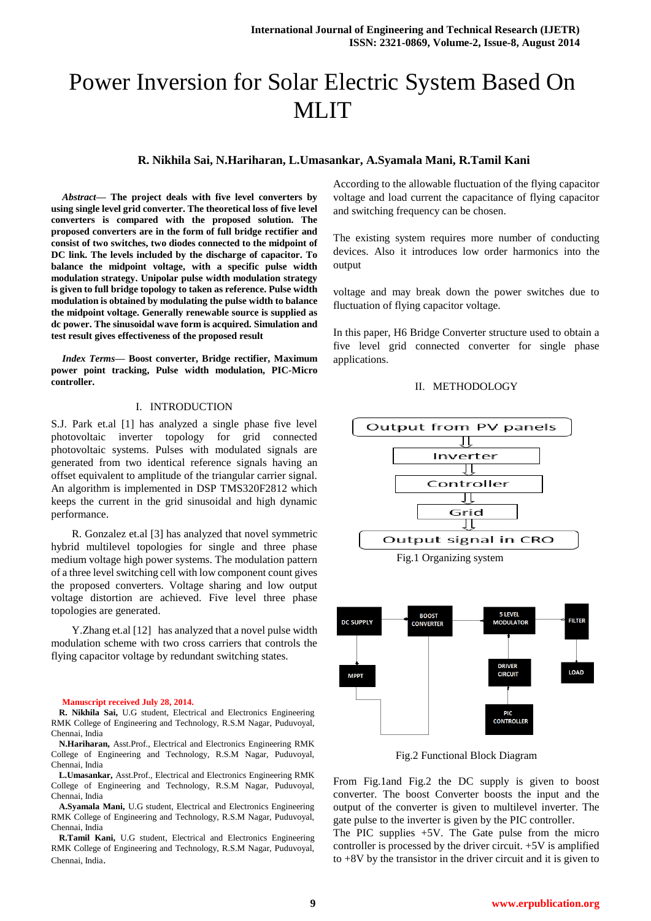# Power Inversion for Solar Electric System Based On MLIT

**R. Nikhila Sai, N.Hariharan, L.Umasankar, A.Syamala Mani, R.Tamil Kani**

***Abstract*— The project deals with five level converters by using single level grid converter. The theoretical loss of five level converters is compared with the proposed solution. The proposed converters are in the form of full bridge rectifier and consist of two switches, two diodes connected to the midpoint of DC link. The levels included by the discharge of capacitor. To balance the midpoint voltage, with a specific pulse width modulation strategy. Unipolar pulse width modulation strategy is given to full bridge topology to taken as reference. Pulse width modulation is obtained by modulating the pulse width to balance the midpoint voltage. Generally renewable source is supplied as dc power. The sinusoidal wave form is acquired. Simulation and test result gives effectiveness of the proposed result**

***Index Terms*— Boost converter, Bridge rectifier, Maximum power point tracking, Pulse width modulation, PIC-Micro controller.**

## I. INTRODUCTION

S.J. Park et.al [1] has analyzed a single phase five level photovoltaic inverter topology for grid connected photovoltaic systems. Pulses with modulated signals are generated from two identical reference signals having an offset equivalent to amplitude of the triangular carrier signal. An algorithm is implemented in DSP TMS320F2812 which keeps the current in the grid sinusoidal and high dynamic performance.

R. Gonzalez et.al [3] has analyzed that novel symmetric hybrid multilevel topologies for single and three phase medium voltage high power systems. The modulation pattern of a three level switching cell with low component count gives the proposed converters. Voltage sharing and low output voltage distortion are achieved. Five level three phase topologies are generated.

Y.Zhang et.al [12] has analyzed that a novel pulse width modulation scheme with two cross carriers that controls the flying capacitor voltage by redundant switching states.

**Manuscript received July 28, 2014.**

**R. Nikhila Sai,** U.G student, Electrical and Electronics Engineering RMK College of Engineering and Technology, R.S.M Nagar, Puduvoyal, Chennai, India

**N.Hariharan,** Asst.Prof., Electrical and Electronics Engineering RMK College of Engineering and Technology, R.S.M Nagar, Puduvoyal, Chennai, India

**L.Umasankar,** Asst.Prof., Electrical and Electronics Engineering RMK College of Engineering and Technology, R.S.M Nagar, Puduvoyal, Chennai, India

**A.Syamala Mani,** U.G student, Electrical and Electronics Engineering RMK College of Engineering and Technology, R.S.M Nagar, Puduvoyal, Chennai, India

**R.Tamil Kani,** U.G student, Electrical and Electronics Engineering RMK College of Engineering and Technology, R.S.M Nagar, Puduvoyal, Chennai, India.

According to the allowable fluctuation of the flying capacitor voltage and load current the capacitance of flying capacitor and switching frequency can be chosen.

The existing system requires more number of conducting devices. Also it introduces low order harmonics into the output

voltage and may break down the power switches due to fluctuation of flying capacitor voltage.

In this paper, H6 Bridge Converter structure used to obtain a five level grid connected converter for single phase applications.

## II. METHODOLOGY

Output from PV panels → Inverter → Controller → Grid → Output signal in CRO

Fig.1 Organizing system

DC SUPPLY, BOOST CONVERTER, 5 LEVEL MODULATOR, FILTER, MPPT, DRIVER CIRCUIT, LOAD, PIC CONTROLLER

Fig.2 Functional Block Diagram

From Fig.1and Fig.2 the DC supply is given to boost converter. The boost Converter boosts the input and the output of the converter is given to multilevel inverter. The gate pulse to the inverter is given by the PIC controller. The PIC supplies +5V. The Gate pulse from the micro controller is processed by the driver circuit. +5V is amplified to +8V by the transistor in the driver circuit and it is given to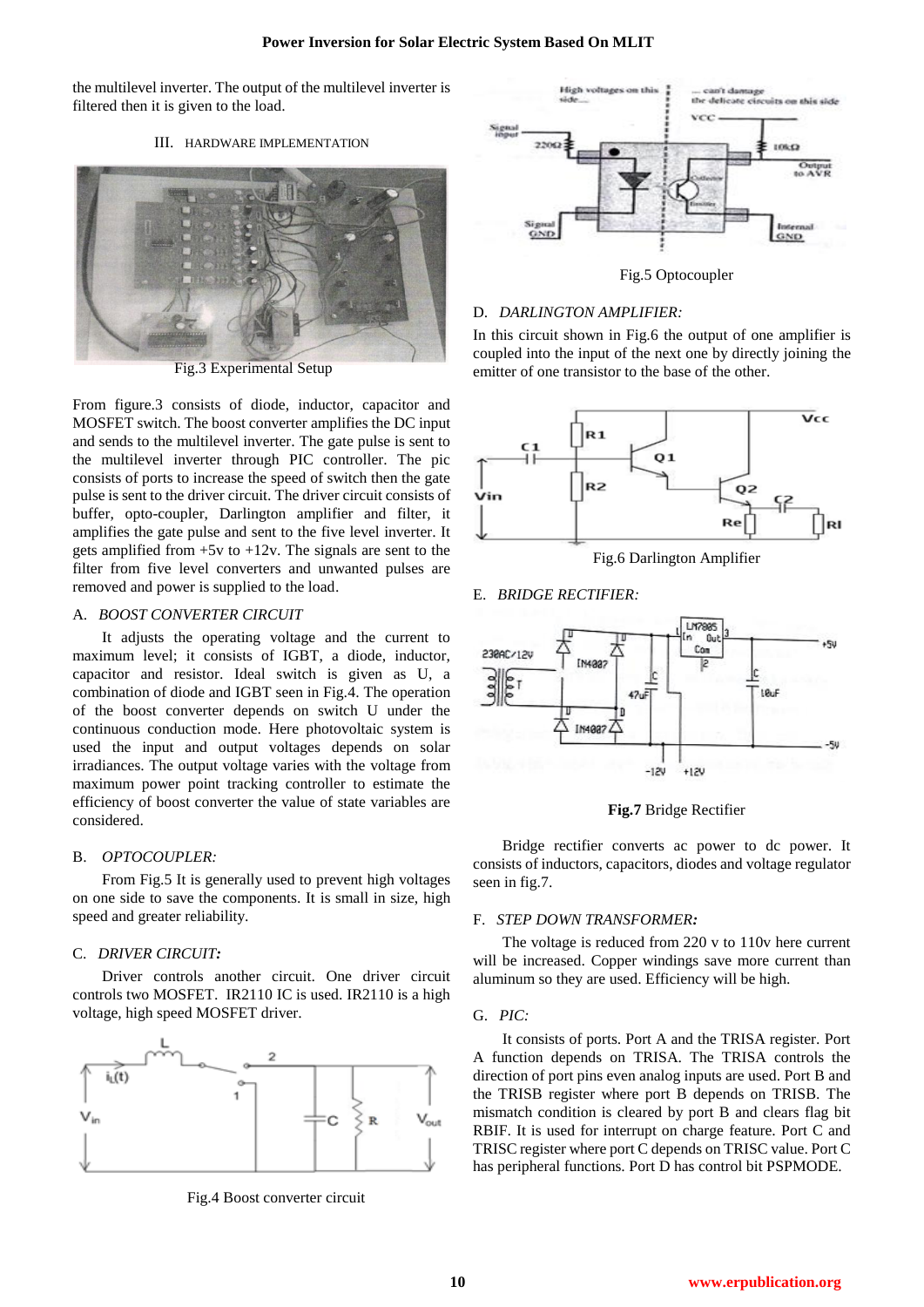the multilevel inverter. The output of the multilevel inverter is filtered then it is given to the load.

## III. HARDWARE IMPLEMENTATION

Fig.3 Experimental Setup

From figure.3 consists of diode, inductor, capacitor and MOSFET switch. The boost converter amplifies the DC input and sends to the multilevel inverter. The gate pulse is sent to the multilevel inverter through PIC controller. The pic consists of ports to increase the speed of switch then the gate pulse is sent to the driver circuit. The driver circuit consists of buffer, opto-coupler, Darlington amplifier and filter, it amplifies the gate pulse and sent to the five level inverter. It gets amplified from +5v to +12v. The signals are sent to the filter from five level converters and unwanted pulses are removed and power is supplied to the load.

### A. *BOOST CONVERTER CIRCUIT*

It adjusts the operating voltage and the current to maximum level; it consists of IGBT, a diode, inductor, capacitor and resistor. Ideal switch is given as U, a combination of diode and IGBT seen in Fig.4. The operation of the boost converter depends on switch U under the continuous conduction mode. Here photovoltaic system is used the input and output voltages depends on solar irradiances. The output voltage varies with the voltage from maximum power point tracking controller to estimate the efficiency of boost converter the value of state variables are considered.

### B. *OPTOCOUPLER:*

From Fig.5 It is generally used to prevent high voltages on one side to save the components. It is small in size, high speed and greater reliability.

### C. *DRIVER CIRCUIT:*

Driver controls another circuit. One driver circuit controls two MOSFET. IR2110 IC is used. IR2110 is a high voltage, high speed MOSFET driver.

Fig.4 Boost converter circuit

Fig.5 Optocoupler

### D. *DARLINGTON AMPLIFIER:*

In this circuit shown in Fig.6 the output of one amplifier is coupled into the input of the next one by directly joining the emitter of one transistor to the base of the other.

Fig.6 Darlington Amplifier

### E. *BRIDGE RECTIFIER:*

**Fig.7** Bridge Rectifier

Bridge rectifier converts ac power to dc power. It consists of inductors, capacitors, diodes and voltage regulator seen in fig.7.

### F. *STEP DOWN TRANSFORMER:*

The voltage is reduced from 220 v to 110v here current will be increased. Copper windings save more current than aluminum so they are used. Efficiency will be high.

### G. *PIC:*

It consists of ports. Port A and the TRISA register. Port A function depends on TRISA. The TRISA controls the direction of port pins even analog inputs are used. Port B and the TRISB register where port B depends on TRISB. The mismatch condition is cleared by port B and clears flag bit RBIF. It is used for interrupt on charge feature. Port C and TRISC register where port C depends on TRISC value. Port C has peripheral functions. Port D has control bit PSPMODE.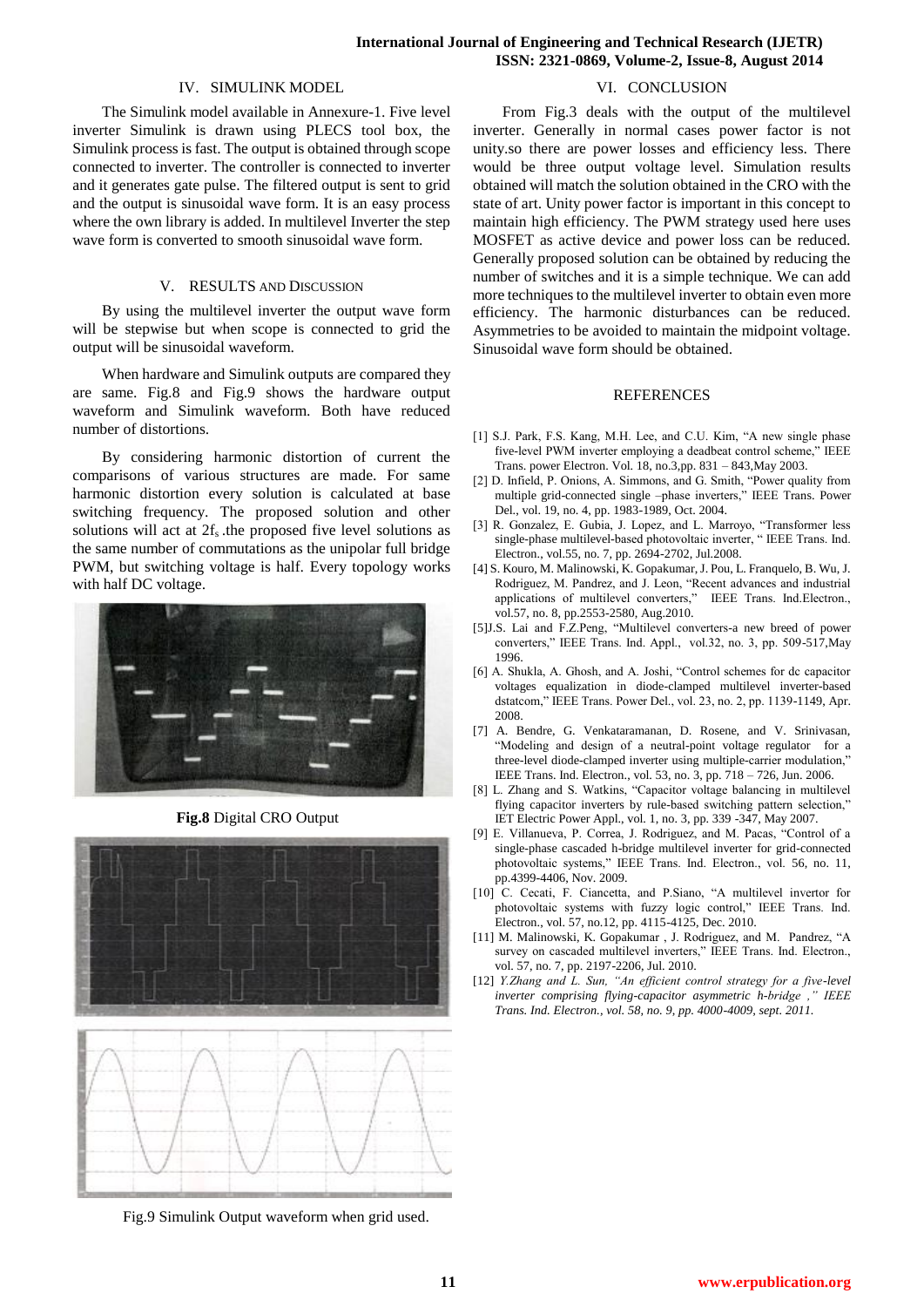## IV. SIMULINK MODEL

The Simulink model available in Annexure-1. Five level inverter Simulink is drawn using PLECS tool box, the Simulink process is fast. The output is obtained through scope connected to inverter. The controller is connected to inverter and it generates gate pulse. The filtered output is sent to grid and the output is sinusoidal wave form. It is an easy process where the own library is added. In multilevel Inverter the step wave form is converted to smooth sinusoidal wave form.

## V. RESULTS AND DISCUSSION

By using the multilevel inverter the output wave form will be stepwise but when scope is connected to grid the output will be sinusoidal waveform.

When hardware and Simulink outputs are compared they are same. Fig.8 and Fig.9 shows the hardware output waveform and Simulink waveform. Both have reduced number of distortions.

By considering harmonic distortion of current the comparisons of various structures are made. For same harmonic distortion every solution is calculated at base switching frequency. The proposed solution and other solutions will act at $2f_s$ .the proposed five level solutions as the same number of commutations as the unipolar full bridge PWM, but switching voltage is half. Every topology works with half DC voltage.

**Fig.8** Digital CRO Output

Fig.9 Simulink Output waveform when grid used.

## VI. CONCLUSION

From Fig.3 deals with the output of the multilevel inverter. Generally in normal cases power factor is not unity.so there are power losses and efficiency less. There would be three output voltage level. Simulation results obtained will match the solution obtained in the CRO with the state of art. Unity power factor is important in this concept to maintain high efficiency. The PWM strategy used here uses MOSFET as active device and power loss can be reduced. Generally proposed solution can be obtained by reducing the number of switches and it is a simple technique. We can add more techniques to the multilevel inverter to obtain even more efficiency. The harmonic disturbances can be reduced. Asymmetries to be avoided to maintain the midpoint voltage. Sinusoidal wave form should be obtained.

## REFERENCES

[1] S.J. Park, F.S. Kang, M.H. Lee, and C.U. Kim, "A new single phase five-level PWM inverter employing a deadbeat control scheme," IEEE Trans. power Electron. Vol. 18, no.3,pp. 831 – 843,May 2003.

[2] D. Infield, P. Onions, A. Simmons, and G. Smith, "Power quality from multiple grid-connected single –phase inverters," IEEE Trans. Power Del., vol. 19, no. 4, pp. 1983-1989, Oct. 2004.

[3] R. Gonzalez, E. Gubia, J. Lopez, and L. Marroyo, "Transformer less single-phase multilevel-based photovoltaic inverter, " IEEE Trans. Ind. Electron., vol.55, no. 7, pp. 2694-2702, Jul.2008.

[4] S. Kouro, M. Malinowski, K. Gopakumar, J. Pou, L. Franquelo, B. Wu, J. Rodriguez, M. Pandrez, and J. Leon, "Recent advances and industrial applications of multilevel converters," IEEE Trans. Ind.Electron., vol.57, no. 8, pp.2553-2580, Aug.2010.

[5]J.S. Lai and F.Z.Peng, "Multilevel converters-a new breed of power converters," IEEE Trans. Ind. Appl., vol.32, no. 3, pp. 509-517,May 1996.

[6] A. Shukla, A. Ghosh, and A. Joshi, "Control schemes for dc capacitor voltages equalization in diode-clamped multilevel inverter-based dstatcom," IEEE Trans. Power Del., vol. 23, no. 2, pp. 1139-1149, Apr. 2008.

[7] A. Bendre, G. Venkataramanan, D. Rosene, and V. Srinivasan, "Modeling and design of a neutral-point voltage regulator for a three-level diode-clamped inverter using multiple-carrier modulation," IEEE Trans. Ind. Electron., vol. 53, no. 3, pp. 718 – 726, Jun. 2006.

[8] L. Zhang and S. Watkins, "Capacitor voltage balancing in multilevel flying capacitor inverters by rule-based switching pattern selection," IET Electric Power Appl., vol. 1, no. 3, pp. 339 -347, May 2007.

[9] E. Villanueva, P. Correa, J. Rodriguez, and M. Pacas, "Control of a single-phase cascaded h-bridge multilevel inverter for grid-connected photovoltaic systems," IEEE Trans. Ind. Electron., vol. 56, no. 11, pp.4399-4406, Nov. 2009.

[10] C. Cecati, F. Ciancetta, and P.Siano, "A multilevel invertor for photovoltaic systems with fuzzy logic control," IEEE Trans. Ind. Electron., vol. 57, no.12, pp. 4115-4125, Dec. 2010.

[11] M. Malinowski, K. Gopakumar , J. Rodriguez, and M. Pandrez, "A survey on cascaded multilevel inverters," IEEE Trans. Ind. Electron., vol. 57, no. 7, pp. 2197-2206, Jul. 2010.

[12] *Y.Zhang and L. Sun, "An efficient control strategy for a five-level inverter comprising flying-capacitor asymmetric h-bridge ," IEEE Trans. Ind. Electron., vol. 58, no. 9, pp. 4000-4009, sept. 2011.*